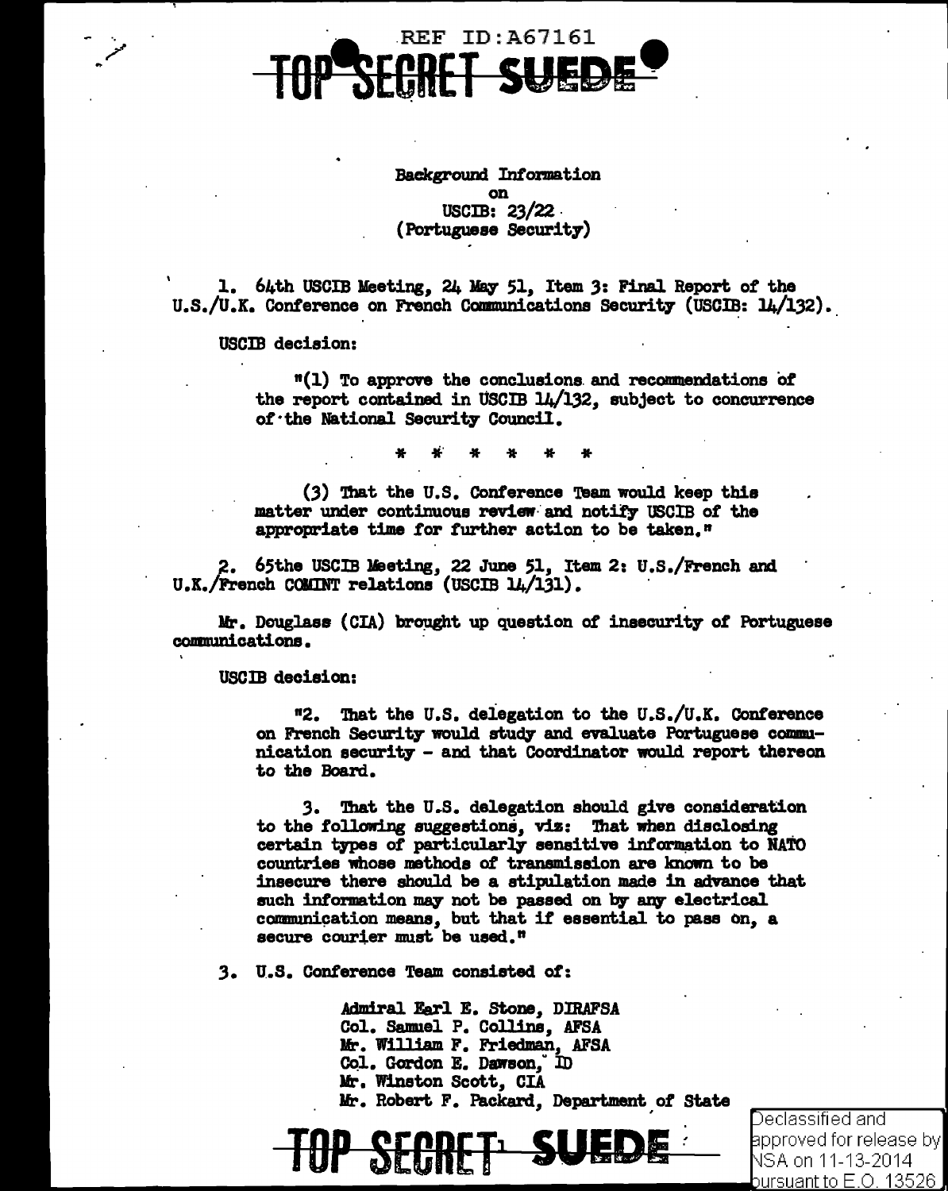REF ID:A67161

TOP SECRET SUEDE

Background Information
on
USCIB: 23/22
(Portuguese Security)

1. 64th USCIB Meeting, 24 May 51, Item 3: Final Report of the U.S./U.K. Conference on French Communications Security (USCIB: 14/132).

USCIB decision:

"(1) To approve the conclusions and recommendations of the report contained in USCIB 14/132, subject to concurrence of the National Security Council.

\* \* \* \* \* \*

(3) That the U.S. Conference Team would keep this matter under continuous review and notify USCIB of the appropriate time for further action to be taken."

2. 65the USCIB Meeting, 22 June 51, Item 2: U.S./French and U.K./French COMINT relations (USCIB 14/131).

Mr. Douglass (CIA) brought up question of insecurity of Portuguese communications.

USCIB decision:

"2. That the U.S. delegation to the U.S./U.K. Conference on French Security would study and evaluate Portuguese communication security - and that Coordinator would report thereon to the Board.

3. That the U.S. delegation should give consideration to the following suggestions, viz: That when disclosing certain types of particularly sensitive information to NATO countries whose methods of transmission are known to be insecure there should be a stipulation made in advance that such information may not be passed on by any electrical communication means, but that if essential to pass on, a secure courier must be used."

3. U.S. Conference Team consisted of:

Admiral Earl E. Stone, DIRAFSA
Col. Samuel P. Collins, AFSA
Mr. William F. Friedman, AFSA
Col. Gordon E. Dawson, ID
Mr. Winston Scott, CIA
Mr. Robert F. Packard, Department of State

TOP SECRET SUEDE

Declassified and approved for release by NSA on 11-13-2014 pursuant to E.O. 13526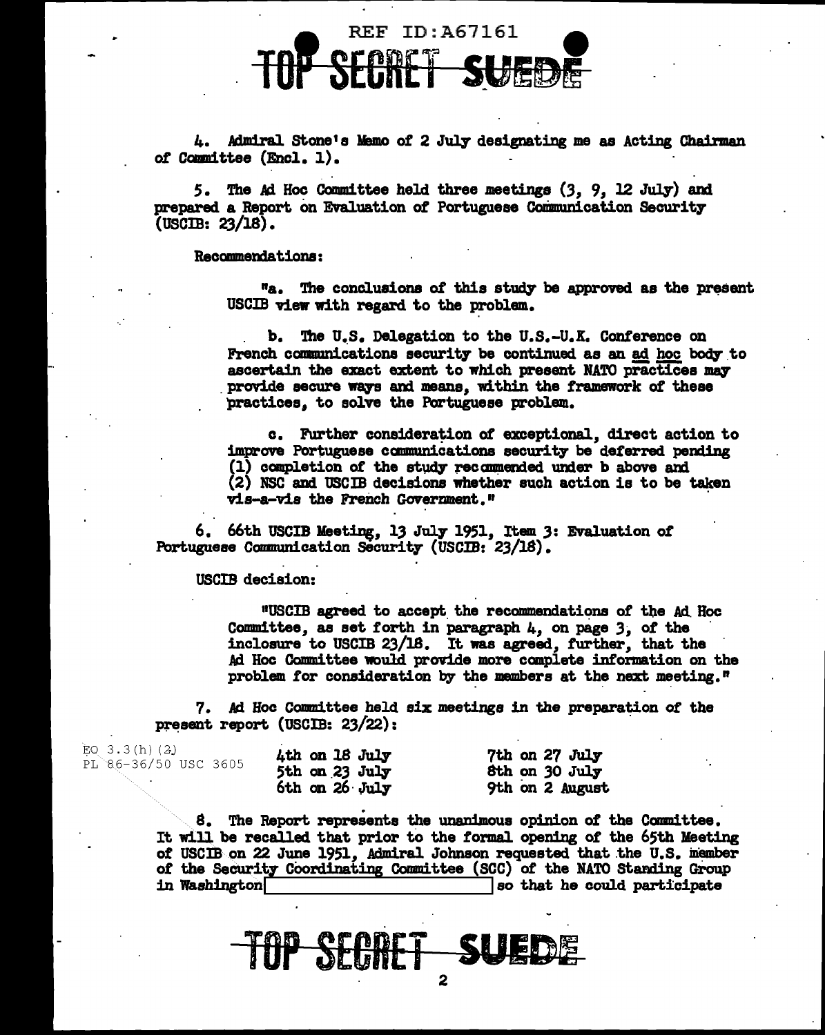4. Admiral Stone's Memo of 2 July designating me as Acting Chairman of Committee (Encl. 1).

5. The Ad Hoc Committee held three meetings (3, 9, 12 July) and prepared a Report on Evaluation of Portuguese Communication Security (USCIB: 23/18).

Recommendations:

> "a. The conclusions of this study be approved as the present USCIB view with regard to the problem.
>
> b. The U.S. Delegation to the U.S.-U.K. Conference on French communications security be continued as an ad hoc body to ascertain the exact extent to which present NATO practices may provide secure ways and means, within the framework of these practices, to solve the Portuguese problem.
>
> c. Further consideration of exceptional, direct action to improve Portuguese communications security be deferred pending (1) completion of the study recommended under b above and (2) NSC and USCIB decisions whether such action is to be taken vis-a-vis the French Government."

6. 66th USCIB Meeting, 13 July 1951, Item 3: Evaluation of Portuguese Communication Security (USCIB: 23/18).

USCIB decision:

> "USCIB agreed to accept the recommendations of the Ad Hoc Committee, as set forth in paragraph 4, on page 3, of the inclosure to USCIB 23/18. It was agreed, further, that the Ad Hoc Committee would provide more complete information on the problem for consideration by the members at the next meeting."

7. Ad Hoc Committee held six meetings in the preparation of the present report (USCIB: 23/22):

EO 3.3(h)(2)
PL 86-36/50 USC 3605

| | |
|---|---|
| 4th on 18 July | 7th on 27 July |
| 5th on 23 July | 8th on 30 July |
| 6th on 26 July | 9th on 2 August |

8. The Report represents the unanimous opinion of the Committee. It will be recalled that prior to the formal opening of the 65th Meeting of USCIB on 22 June 1951, Admiral Johnson requested that the U.S. member of the Security Coordinating Committee (SCC) of the NATO Standing Group in Washington [redacted] so that he could participate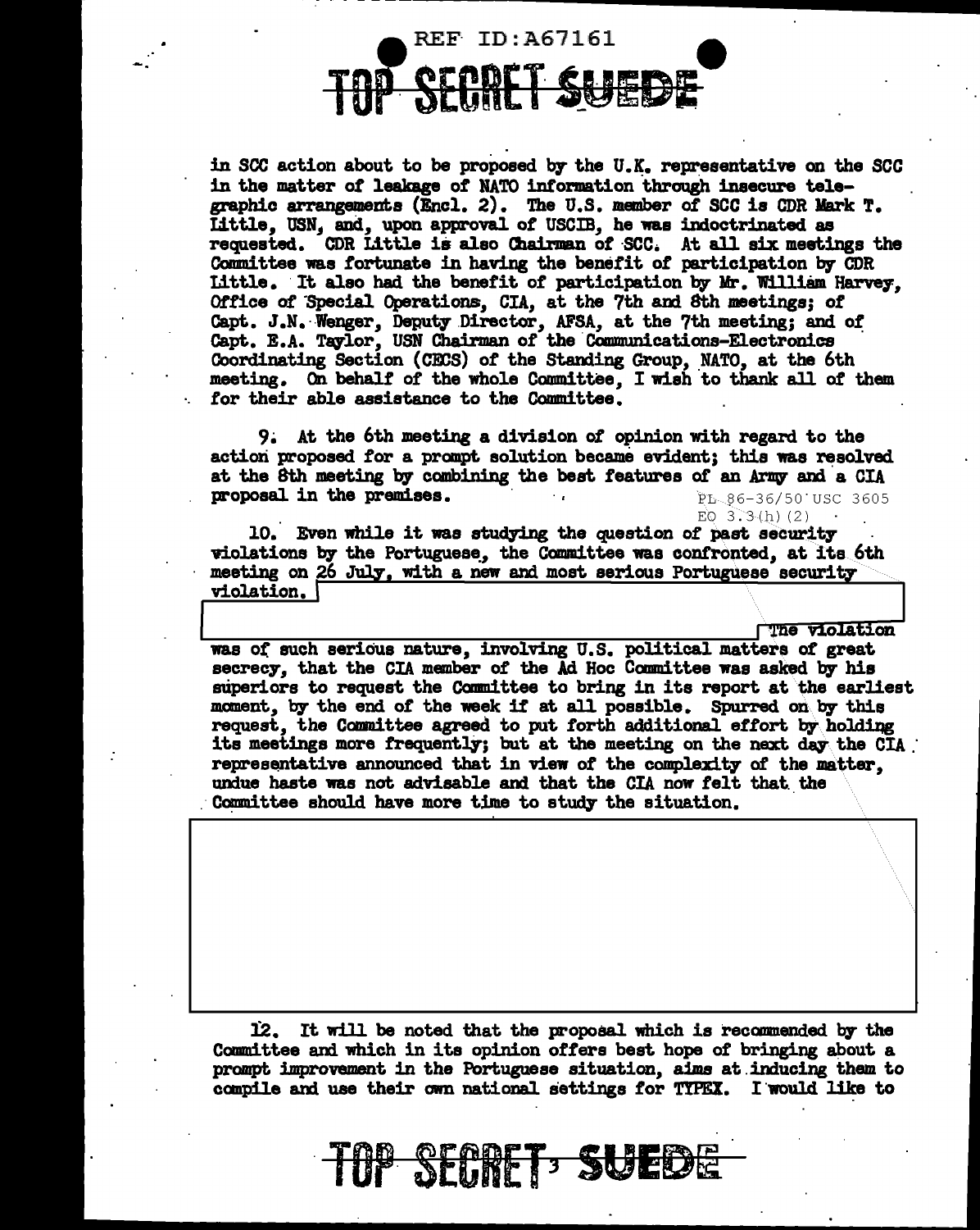in SCC action about to be proposed by the U.K. representative on the SCC in the matter of leakage of NATO information through insecure telegraphic arrangements (Encl. 2). The U.S. member of SCC is CDR Mark T. Little, USN, and, upon approval of USCIB, he was indoctrinated as requested. CDR Little is also Chairman of SCC. At all six meetings the Committee was fortunate in having the benefit of participation by CDR Little. It also had the benefit of participation by Mr. William Harvey, Office of Special Operations, CIA, at the 7th and 8th meetings; of Capt. J.N. Wenger, Deputy Director, AFSA, at the 7th meeting; and of Capt. E.A. Taylor, USN Chairman of the Communications-Electronics Coordinating Section (CECS) of the Standing Group, NATO, at the 6th meeting. On behalf of the whole Committee, I wish to thank all of them for their able assistance to the Committee.

9. At the 6th meeting a division of opinion with regard to the action proposed for a prompt solution became evident; this was resolved at the 8th meeting by combining the best features of an Army and a CIA proposal in the premises.

PL 86-36/50 USC 3605
EO 3.3(h)(2)

10. Even while it was studying the question of past security violations by the Portuguese, the Committee was confronted, at its 6th meeting on 26 July, with a new and most serious Portuguese security violation. [REDACTED] The violation was of such serious nature, involving U.S. political matters of great secrecy, that the CIA member of the Ad Hoc Committee was asked by his superiors to request the Committee to bring in its report at the earliest moment, by the end of the week if at all possible. Spurred on by this request, the Committee agreed to put forth additional effort by holding its meetings more frequently; but at the meeting on the next day the CIA representative announced that in view of the complexity of the matter, undue haste was not advisable and that the CIA now felt that the Committee should have more time to study the situation.

[REDACTED]

12. It will be noted that the proposal which is recommended by the Committee and which in its opinion offers best hope of bringing about a prompt improvement in the Portuguese situation, aims at inducing them to compile and use their own national settings for TYPEX. I would like to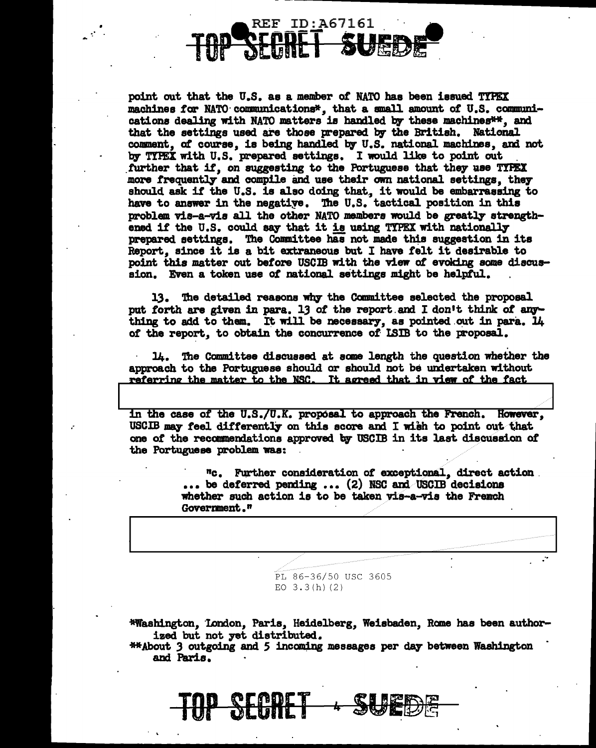point out that the U.S. as a member of NATO has been issued TYPEX machines for NATO communications*, that a small amount of U.S. communications dealing with NATO matters is handled by these machines**, and that the settings used are those prepared by the British. National comment, of course, is being handled by U.S. national machines, and not by TYPEX with U.S. prepared settings. I would like to point out further that if, on suggesting to the Portuguese that they use TYPEX more frequently and compile and use their own national settings, they should ask if the U.S. is also doing that, it would be embarrassing to have to answer in the negative. The U.S. tactical position in this problem vis-a-vis all the other NATO members would be greatly strengthened if the U.S. could say that it is using TYPEX with nationally prepared settings. The Committee has not made this suggestion in its Report, since it is a bit extraneous but I have felt it desirable to point this matter out before USCIB with the view of evoking some discussion. Even a token use of national settings might be helpful.

13. The detailed reasons why the Committee selected the proposal put forth are given in para. 13 of the report and I don't think of anything to add to them. It will be necessary, as pointed out in para. 14 of the report, to obtain the concurrence of ISIB to the proposal.

14. The Committee discussed at some length the question whether the approach to the Portuguese should or should not be undertaken without referring the matter to the NSC. It agreed that in view of the fact

in the case of the U.S./U.K. proposal to approach the French. However, USCIB may feel differently on this score and I wish to point out that one of the recommendations approved by USCIB in its last discussion of the Portuguese problem was:

> "c. Further consideration of exceptional, direct action ... be deferred pending ... (2) NSC and USCIB decisions whether such action is to be taken vis-a-vis the French Government."

PL 86-36/50 USC 3605
EO 3.3(h)(2)

*Washington, London, Paris, Heidelberg, Weisbaden, Rome has been authorized but not yet distributed.

**About 3 outgoing and 5 incoming messages per day between Washington and Paris.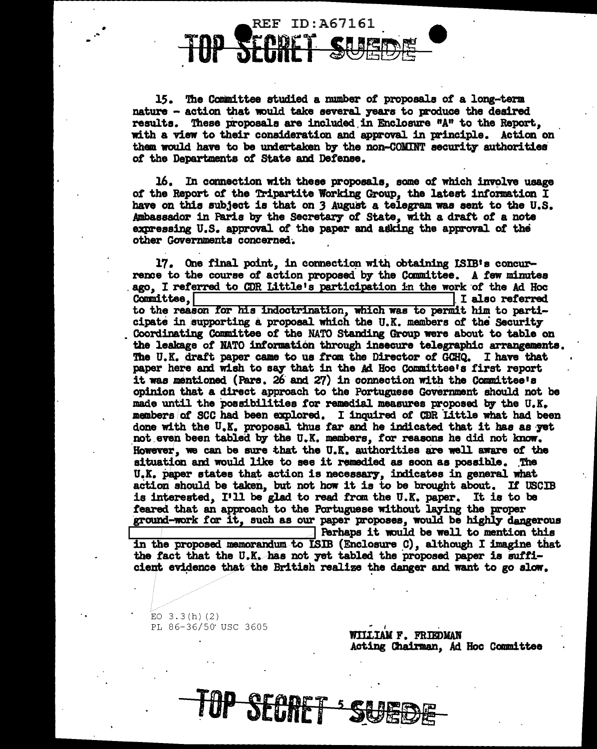15. The Committee studied a number of proposals of a long-term nature - action that would take several years to produce the desired results. These proposals are included in Enclosure "A" to the Report, with a view to their consideration and approval in principle. Action on them would have to be undertaken by the non-COMINT security authorities of the Departments of State and Defense.

16. In connection with these proposals, some of which involve usage of the Report of the Tripartite Working Group, the latest information I have on this subject is that on 3 August a telegram was sent to the U.S. Ambassador in Paris by the Secretary of State, with a draft of a note expressing U.S. approval of the paper and asking the approval of the other Governments concerned.

17. One final point, in connection with obtaining ISIB's concurrence to the course of action proposed by the Committee. A few minutes ago, I referred to CDR Little's participation in the work of the Ad Hoc Committee, [REDACTED] I also referred to the reason for his indoctrination, which was to permit him to participate in supporting a proposal which the U.K. members of the Security Coordinating Committee of the NATO Standing Group were about to table on the leakage of NATO information through insecure telegraphic arrangements. The U.K. draft paper came to us from the Director of GCHQ. I have that paper here and wish to say that in the Ad Hoc Committee's first report it was mentioned (Pars. 26 and 27) in connection with the Committee's opinion that a direct approach to the Portuguese Government should not be made until the possibilities for remedial measures proposed by the U.K. members of SCC had been explored. I inquired of CDR Little what had been done with the U.K. proposal thus far and he indicated that it has as yet not even been tabled by the U.K. members, for reasons he did not know. However, we can be sure that the U.K. authorities are well aware of the situation and would like to see it remedied as soon as possible. The U.K. paper states that action is necessary, indicates in general what action should be taken, but not how it is to be brought about. If USCIB is interested, I'll be glad to read from the U.K. paper. It is to be feared that an approach to the Portuguese without laying the proper ground-work for it, such as our paper proposes, would be highly dangerous [REDACTED] Perhaps it would be well to mention this in the proposed memorandum to ISIB (Enclosure C), although I imagine that the fact that the U.K. has not yet tabled the proposed paper is sufficient evidence that the British realize the danger and want to go slow.

EO 3.3(h)(2)
PL 86-36/50 USC 3605

WILLIAM F. FRIEDMAN
Acting Chairman, Ad Hoc Committee